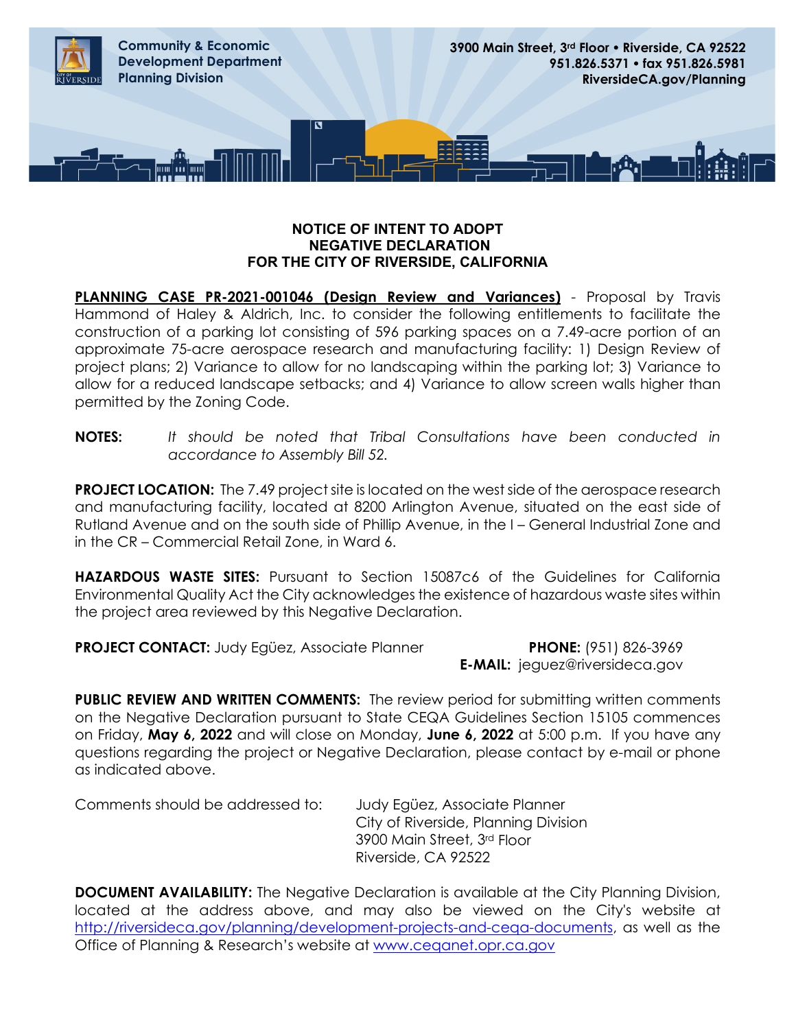Community & Economic Development Department
Planning Division

3900 Main Street, 3rd Floor • Riverside, CA 92522
951.826.5371 • fax 951.826.5981
RiversideCA.gov/Planning

# NOTICE OF INTENT TO ADOPT NEGATIVE DECLARATION FOR THE CITY OF RIVERSIDE, CALIFORNIA

**PLANNING CASE PR-2021-001046 (Design Review and Variances)** - Proposal by Travis Hammond of Haley & Aldrich, Inc. to consider the following entitlements to facilitate the construction of a parking lot consisting of 596 parking spaces on a 7.49-acre portion of an approximate 75-acre aerospace research and manufacturing facility: 1) Design Review of project plans; 2) Variance to allow for no landscaping within the parking lot; 3) Variance to allow for a reduced landscape setbacks; and 4) Variance to allow screen walls higher than permitted by the Zoning Code.

**NOTES:** *It should be noted that Tribal Consultations have been conducted in accordance to Assembly Bill 52.*

**PROJECT LOCATION:** The 7.49 project site is located on the west side of the aerospace research and manufacturing facility, located at 8200 Arlington Avenue, situated on the east side of Rutland Avenue and on the south side of Phillip Avenue, in the I – General Industrial Zone and in the CR – Commercial Retail Zone, in Ward 6.

**HAZARDOUS WASTE SITES:** Pursuant to Section 15087c6 of the Guidelines for California Environmental Quality Act the City acknowledges the existence of hazardous waste sites within the project area reviewed by this Negative Declaration.

**PROJECT CONTACT:** Judy Egüez, Associate Planner

**PHONE:** (951) 826-3969
**E-MAIL:** jeguez@riversideca.gov

**PUBLIC REVIEW AND WRITTEN COMMENTS:** The review period for submitting written comments on the Negative Declaration pursuant to State CEQA Guidelines Section 15105 commences on Friday, **May 6, 2022** and will close on Monday, **June 6, 2022** at 5:00 p.m. If you have any questions regarding the project or Negative Declaration, please contact by e-mail or phone as indicated above.

Comments should be addressed to:

Judy Egüez, Associate Planner
City of Riverside, Planning Division
3900 Main Street, 3rd Floor
Riverside, CA 92522

**DOCUMENT AVAILABILITY:** The Negative Declaration is available at the City Planning Division, located at the address above, and may also be viewed on the City's website at http://riversideca.gov/planning/development-projects-and-ceqa-documents, as well as the Office of Planning & Research's website at www.ceqanet.opr.ca.gov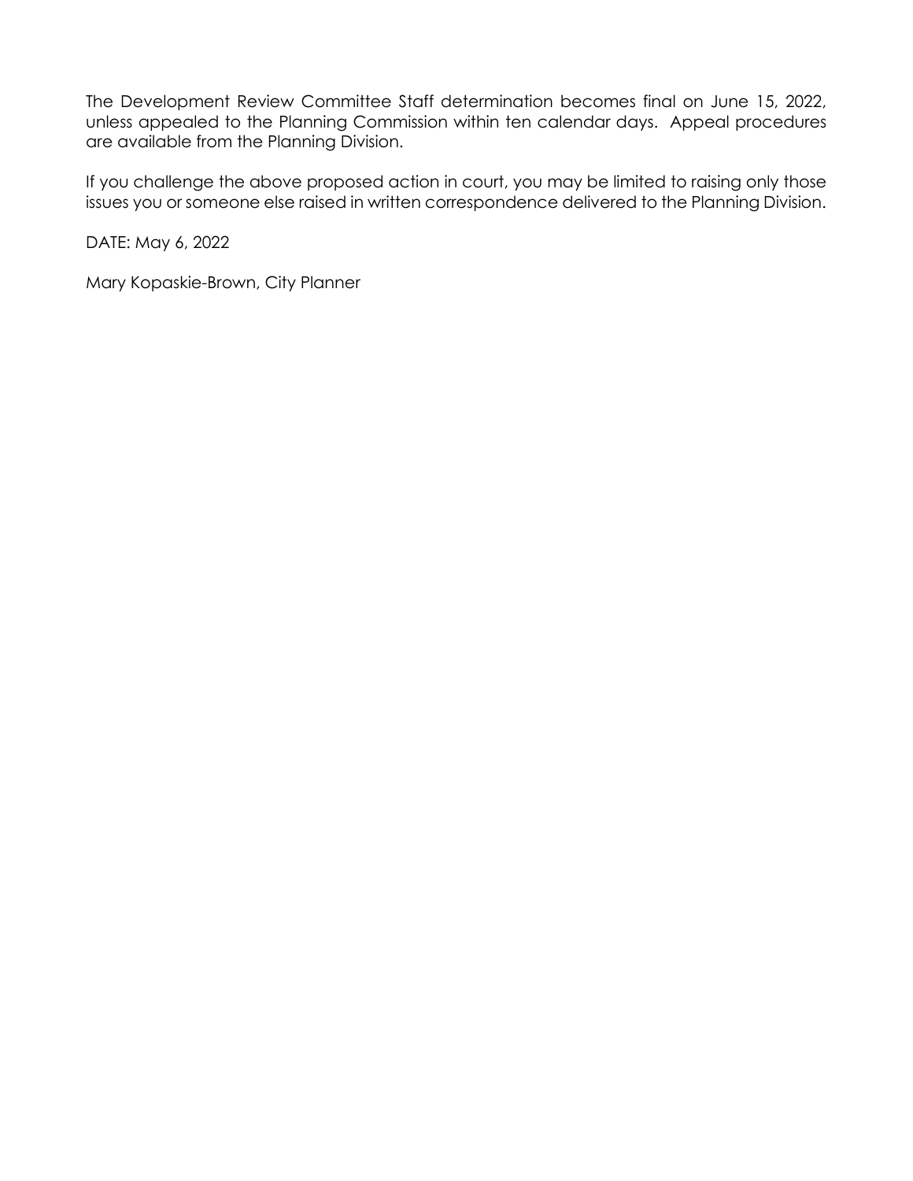The Development Review Committee Staff determination becomes final on June 15, 2022, unless appealed to the Planning Commission within ten calendar days. Appeal procedures are available from the Planning Division.

If you challenge the above proposed action in court, you may be limited to raising only those issues you or someone else raised in written correspondence delivered to the Planning Division.

DATE: May 6, 2022

Mary Kopaskie-Brown, City Planner